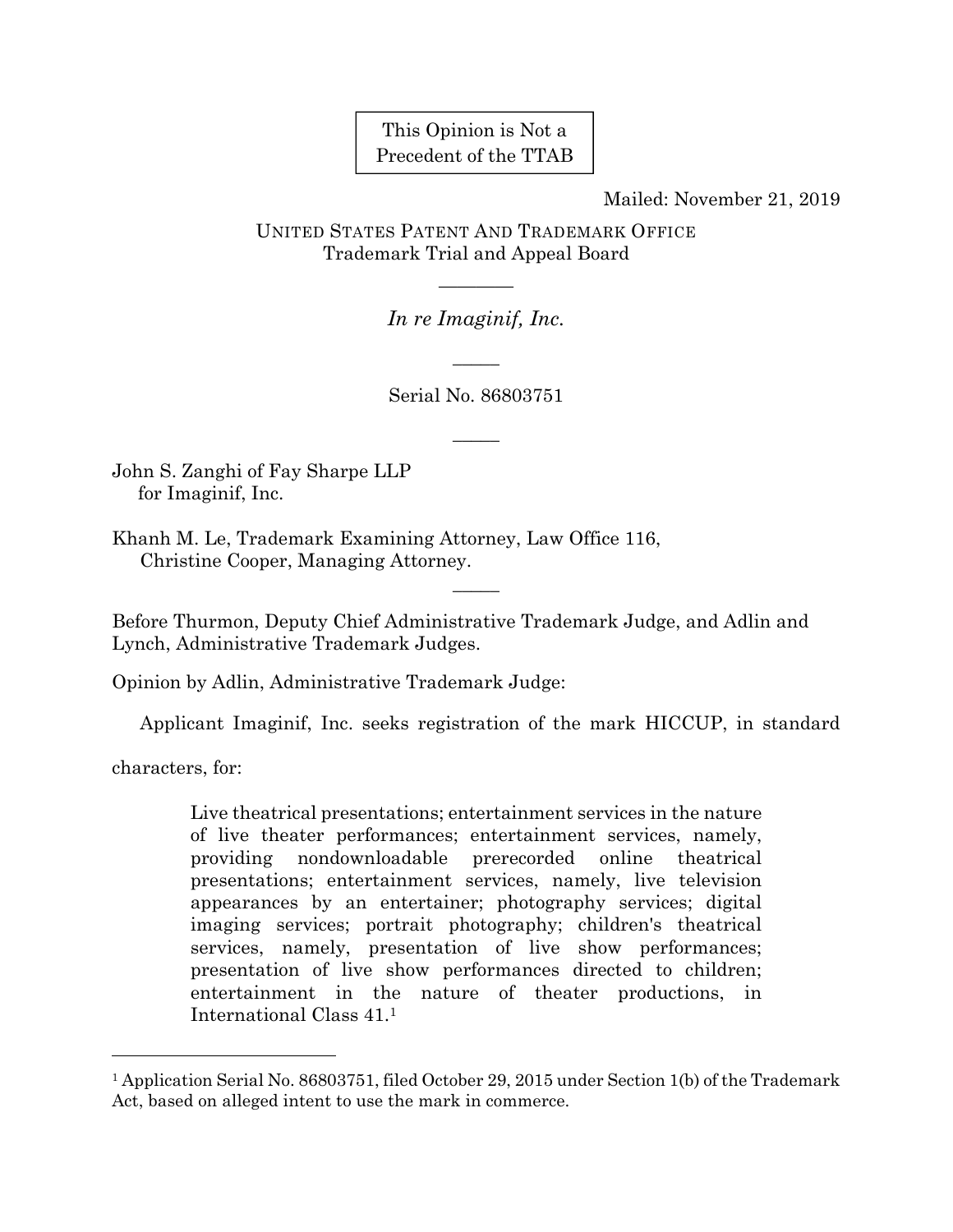This Opinion is Not a Precedent of the TTAB

Mailed: November 21, 2019

UNITED STATES PATENT AND TRADEMARK OFFICE
Trademark Trial and Appeal Board

———

*In re Imaginif, Inc.*

———

Serial No. 86803751

———

John S. Zanghi of Fay Sharpe LLP
for Imaginif, Inc.

Khanh M. Le, Trademark Examining Attorney, Law Office 116,
Christine Cooper, Managing Attorney.

———

Before Thurmon, Deputy Chief Administrative Trademark Judge, and Adlin and Lynch, Administrative Trademark Judges.

Opinion by Adlin, Administrative Trademark Judge:

Applicant Imaginif, Inc. seeks registration of the mark HICCUP, in standard characters, for:

> Live theatrical presentations; entertainment services in the nature of live theater performances; entertainment services, namely, providing nondownloadable prerecorded online theatrical presentations; entertainment services, namely, live television appearances by an entertainer; photography services; digital imaging services; portrait photography; children's theatrical services, namely, presentation of live show performances; presentation of live show performances directed to children; entertainment in the nature of theater productions, in International Class 41.[1]

---

[1] Application Serial No. 86803751, filed October 29, 2015 under Section 1(b) of the Trademark Act, based on alleged intent to use the mark in commerce.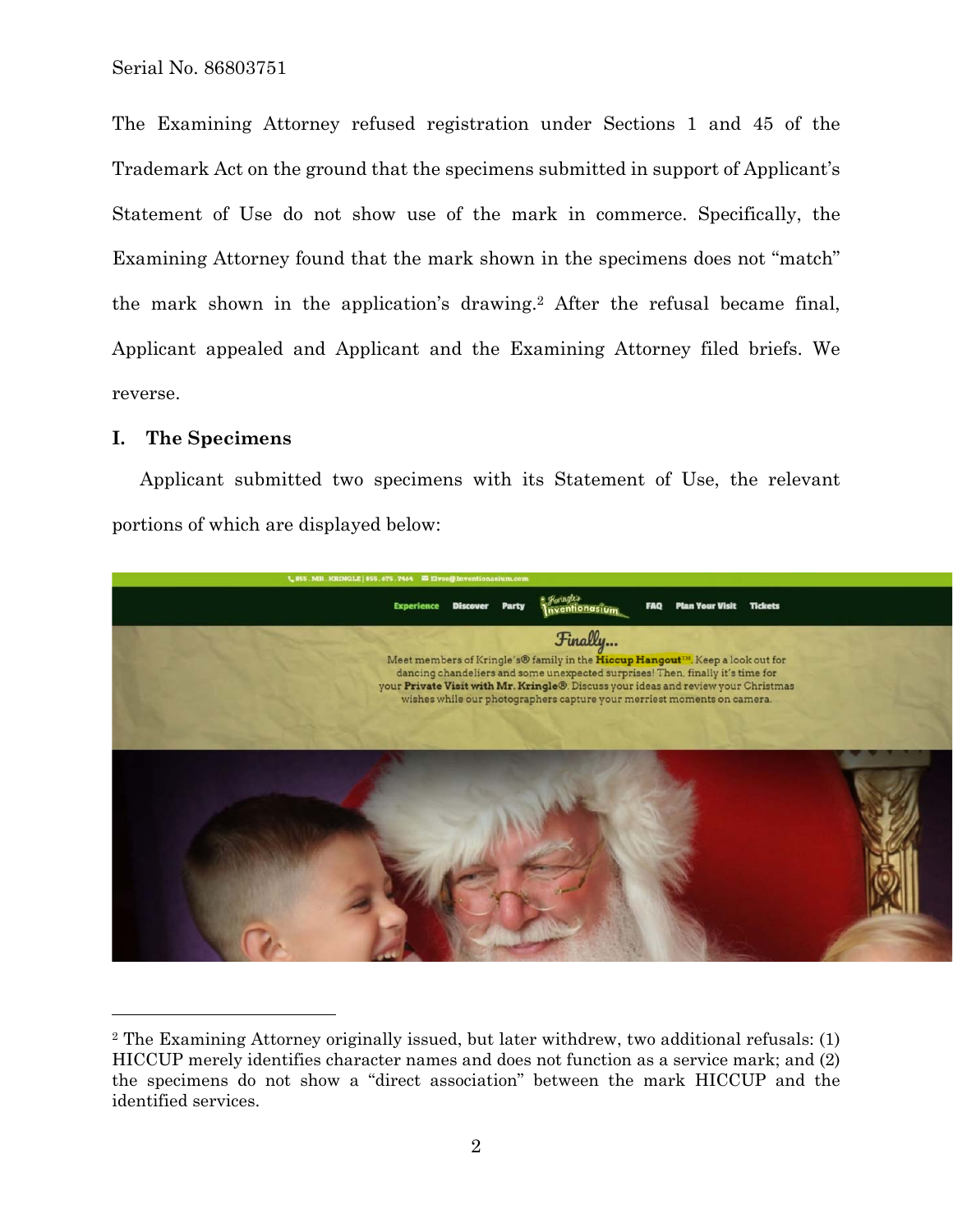The Examining Attorney refused registration under Sections 1 and 45 of the Trademark Act on the ground that the specimens submitted in support of Applicant's Statement of Use do not show use of the mark in commerce. Specifically, the Examining Attorney found that the mark shown in the specimens does not "match" the mark shown in the application's drawing.[2] After the refusal became final, Applicant appealed and Applicant and the Examining Attorney filed briefs. We reverse.

## I. The Specimens

Applicant submitted two specimens with its Statement of Use, the relevant portions of which are displayed below:

---

[2] The Examining Attorney originally issued, but later withdrew, two additional refusals: (1) HICCUP merely identifies character names and does not function as a service mark; and (2) the specimens do not show a "direct association" between the mark HICCUP and the identified services.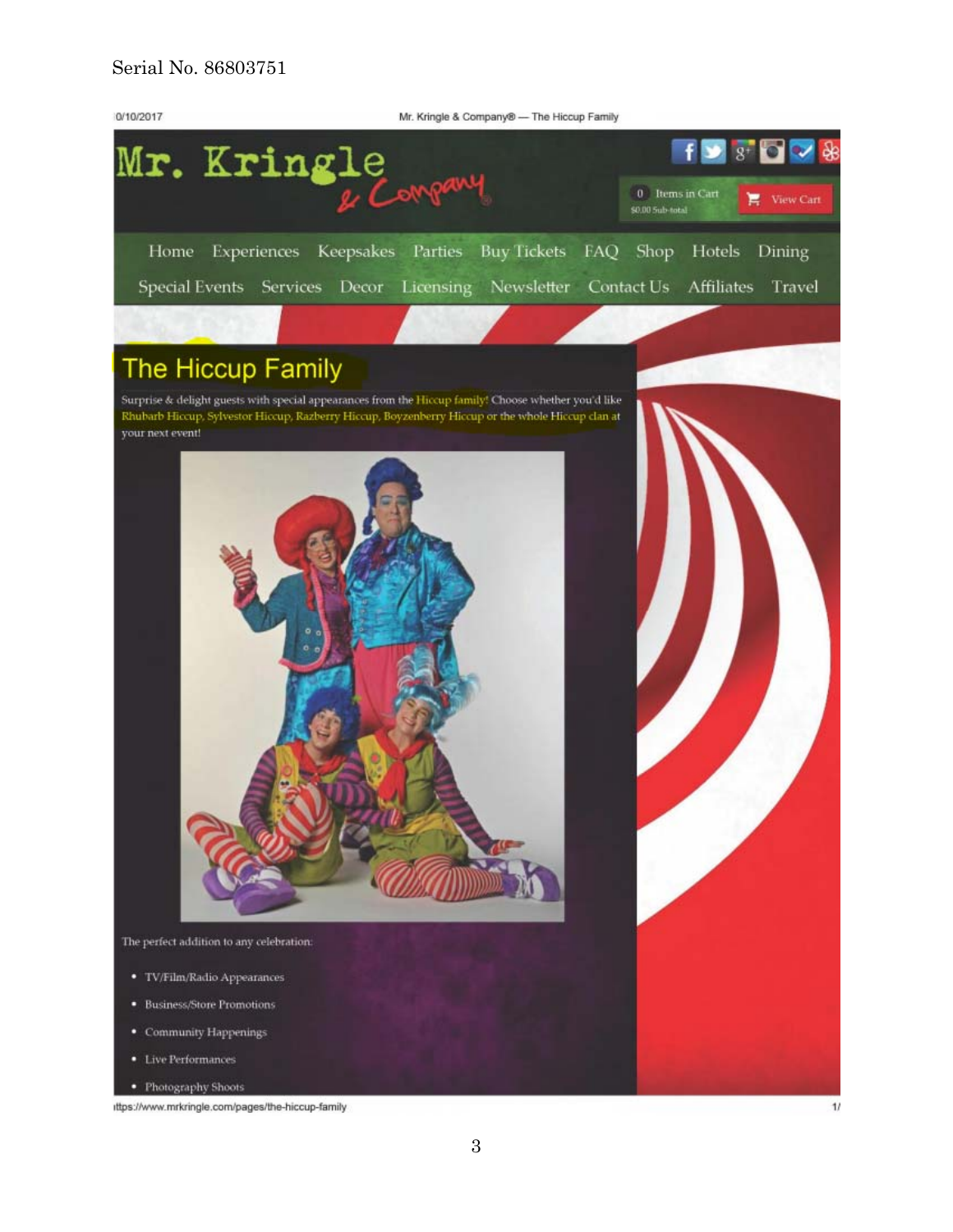Serial No. 86803751

0/10/2017 Mr. Kringle & Company® — The Hiccup Family

Mr. Kringle & Company

0 Items in Cart
$0.00 Sub-total
View Cart

Home Experiences Keepsakes Parties Buy Tickets FAQ Shop Hotels Dining
Special Events Services Decor Licensing Newsletter Contact Us Affiliates Travel

## The Hiccup Family

Surprise & delight guests with special appearances from the Hiccup family! Choose whether you'd like Rhubarb Hiccup, Sylvestor Hiccup, Razberry Hiccup, Boyzenberry Hiccup or the whole Hiccup clan at your next event!

The perfect addition to any celebration:

- TV/Film/Radio Appearances
- Business/Store Promotions
- Community Happenings
- Live Performances
- Photography Shoots

ittps://www.mrkringle.com/pages/the-hiccup-family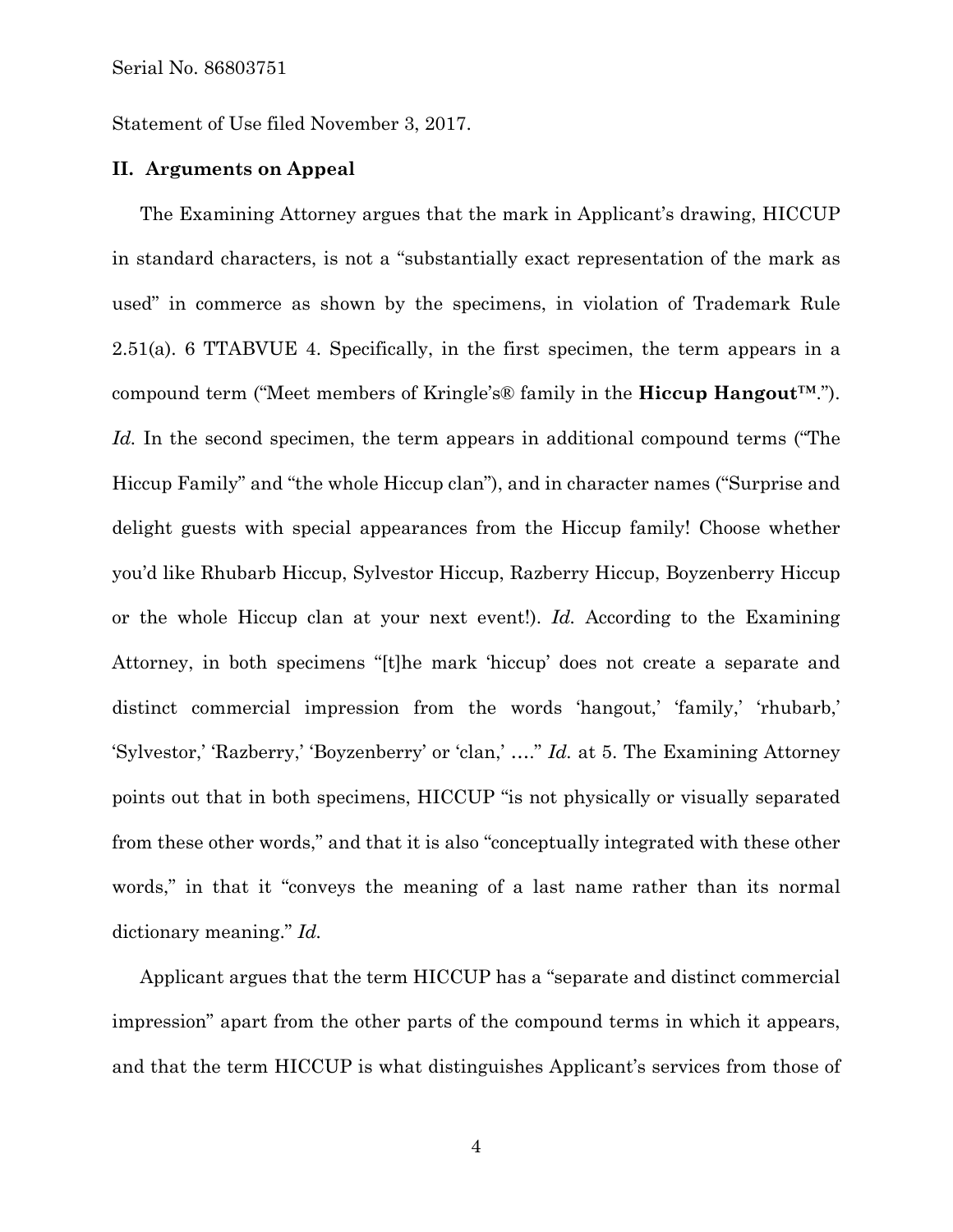Statement of Use filed November 3, 2017.

## II. Arguments on Appeal

The Examining Attorney argues that the mark in Applicant's drawing, HICCUP in standard characters, is not a "substantially exact representation of the mark as used" in commerce as shown by the specimens, in violation of Trademark Rule 2.51(a). 6 TTABVUE 4. Specifically, in the first specimen, the term appears in a compound term ("Meet members of Kringle's® family in the **Hiccup Hangout™**."). *Id.* In the second specimen, the term appears in additional compound terms ("The Hiccup Family" and "the whole Hiccup clan"), and in character names ("Surprise and delight guests with special appearances from the Hiccup family! Choose whether you'd like Rhubarb Hiccup, Sylvestor Hiccup, Razberry Hiccup, Boyzenberry Hiccup or the whole Hiccup clan at your next event!). *Id.* According to the Examining Attorney, in both specimens "[t]he mark 'hiccup' does not create a separate and distinct commercial impression from the words 'hangout,' 'family,' 'rhubarb,' 'Sylvestor,' 'Razberry,' 'Boyzenberry' or 'clan,' …." *Id.* at 5. The Examining Attorney points out that in both specimens, HICCUP "is not physically or visually separated from these other words," and that it is also "conceptually integrated with these other words," in that it "conveys the meaning of a last name rather than its normal dictionary meaning." *Id.*

Applicant argues that the term HICCUP has a "separate and distinct commercial impression" apart from the other parts of the compound terms in which it appears, and that the term HICCUP is what distinguishes Applicant's services from those of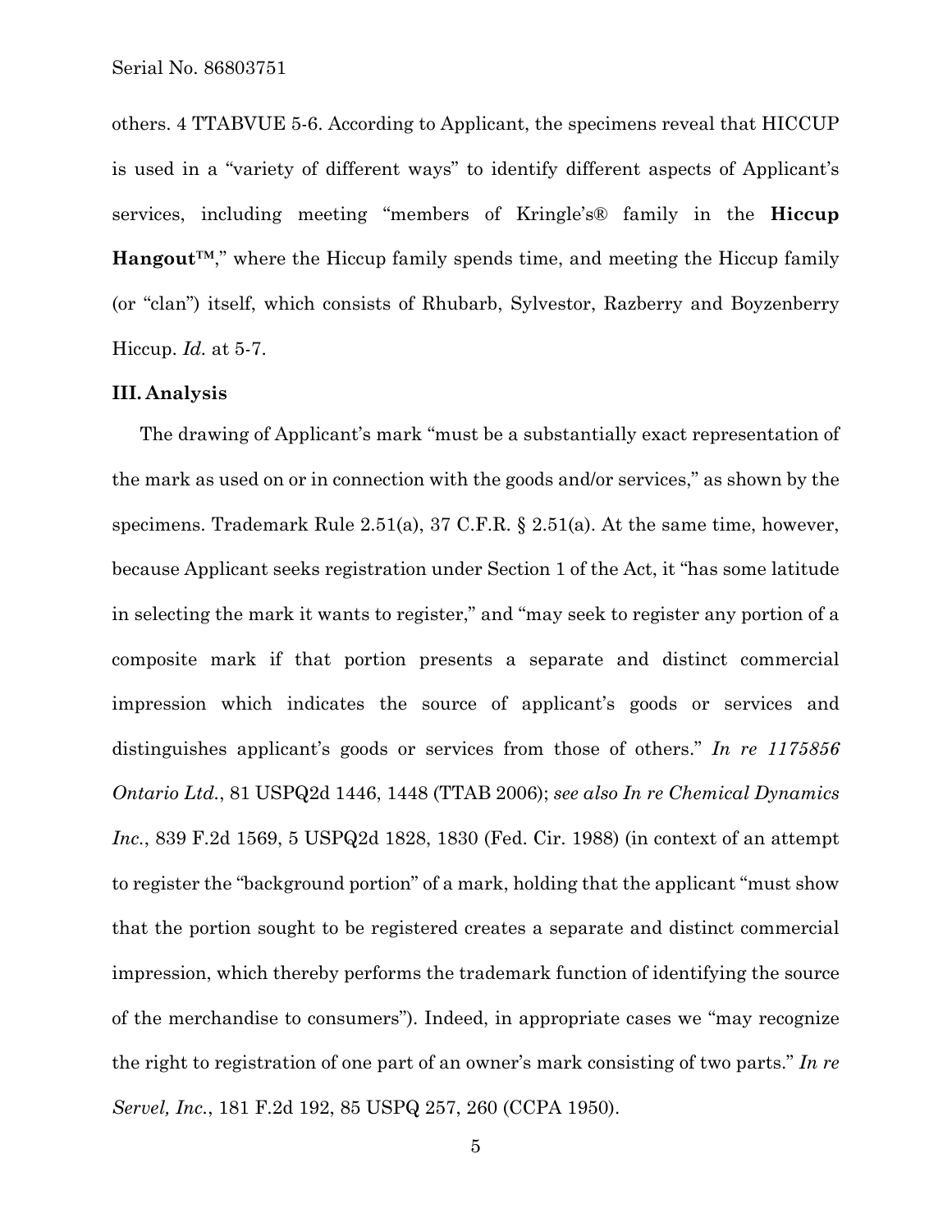others. 4 TTABVUE 5-6. According to Applicant, the specimens reveal that HICCUP is used in a "variety of different ways" to identify different aspects of Applicant's services, including meeting "members of Kringle's® family in the **Hiccup Hangout™**," where the Hiccup family spends time, and meeting the Hiccup family (or "clan") itself, which consists of Rhubarb, Sylvestor, Razberry and Boyzenberry Hiccup. *Id.* at 5-7.

### III. Analysis

The drawing of Applicant's mark "must be a substantially exact representation of the mark as used on or in connection with the goods and/or services," as shown by the specimens. Trademark Rule 2.51(a), 37 C.F.R. § 2.51(a). At the same time, however, because Applicant seeks registration under Section 1 of the Act, it "has some latitude in selecting the mark it wants to register," and "may seek to register any portion of a composite mark if that portion presents a separate and distinct commercial impression which indicates the source of applicant's goods or services and distinguishes applicant's goods or services from those of others." *In re 1175856 Ontario Ltd.*, 81 USPQ2d 1446, 1448 (TTAB 2006); *see also In re Chemical Dynamics Inc.*, 839 F.2d 1569, 5 USPQ2d 1828, 1830 (Fed. Cir. 1988) (in context of an attempt to register the "background portion" of a mark, holding that the applicant "must show that the portion sought to be registered creates a separate and distinct commercial impression, which thereby performs the trademark function of identifying the source of the merchandise to consumers"). Indeed, in appropriate cases we "may recognize the right to registration of one part of an owner's mark consisting of two parts." *In re Servel, Inc.*, 181 F.2d 192, 85 USPQ 257, 260 (CCPA 1950).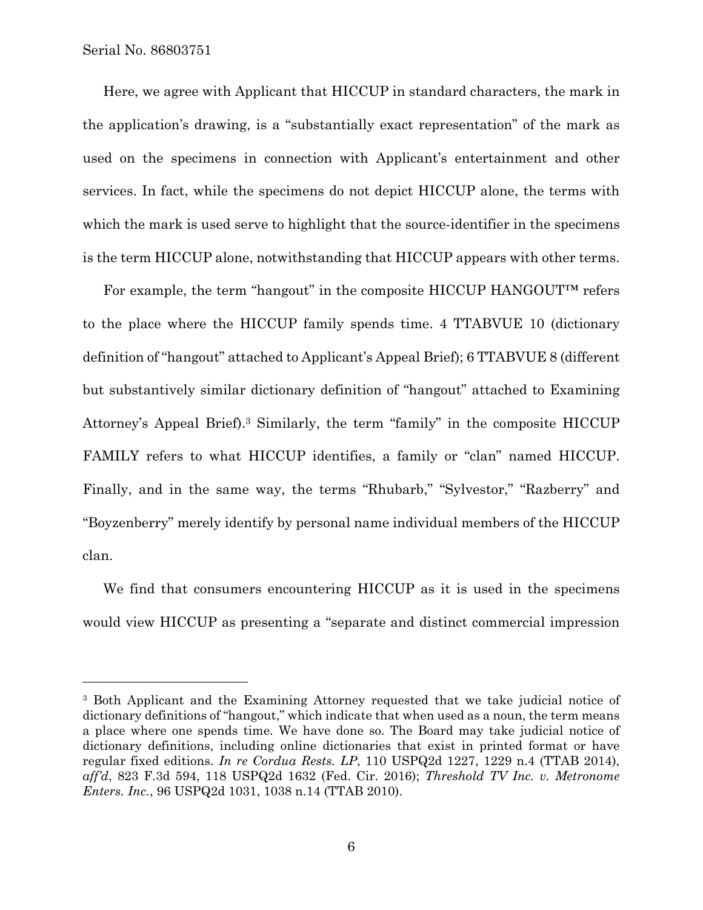Here, we agree with Applicant that HICCUP in standard characters, the mark in the application's drawing, is a "substantially exact representation" of the mark as used on the specimens in connection with Applicant's entertainment and other services. In fact, while the specimens do not depict HICCUP alone, the terms with which the mark is used serve to highlight that the source-identifier in the specimens is the term HICCUP alone, notwithstanding that HICCUP appears with other terms.

For example, the term "hangout" in the composite HICCUP HANGOUT™ refers to the place where the HICCUP family spends time. 4 TTABVUE 10 (dictionary definition of "hangout" attached to Applicant's Appeal Brief); 6 TTABVUE 8 (different but substantively similar dictionary definition of "hangout" attached to Examining Attorney's Appeal Brief).[3] Similarly, the term "family" in the composite HICCUP FAMILY refers to what HICCUP identifies, a family or "clan" named HICCUP. Finally, and in the same way, the terms "Rhubarb," "Sylvestor," "Razberry" and "Boyzenberry" merely identify by personal name individual members of the HICCUP clan.

We find that consumers encountering HICCUP as it is used in the specimens would view HICCUP as presenting a "separate and distinct commercial impression

---

[3] Both Applicant and the Examining Attorney requested that we take judicial notice of dictionary definitions of "hangout," which indicate that when used as a noun, the term means a place where one spends time. We have done so. The Board may take judicial notice of dictionary definitions, including online dictionaries that exist in printed format or have regular fixed editions. *In re Cordua Rests. LP*, 110 USPQ2d 1227, 1229 n.4 (TTAB 2014), *aff'd*, 823 F.3d 594, 118 USPQ2d 1632 (Fed. Cir. 2016); *Threshold TV Inc. v. Metronome Enters. Inc.*, 96 USPQ2d 1031, 1038 n.14 (TTAB 2010).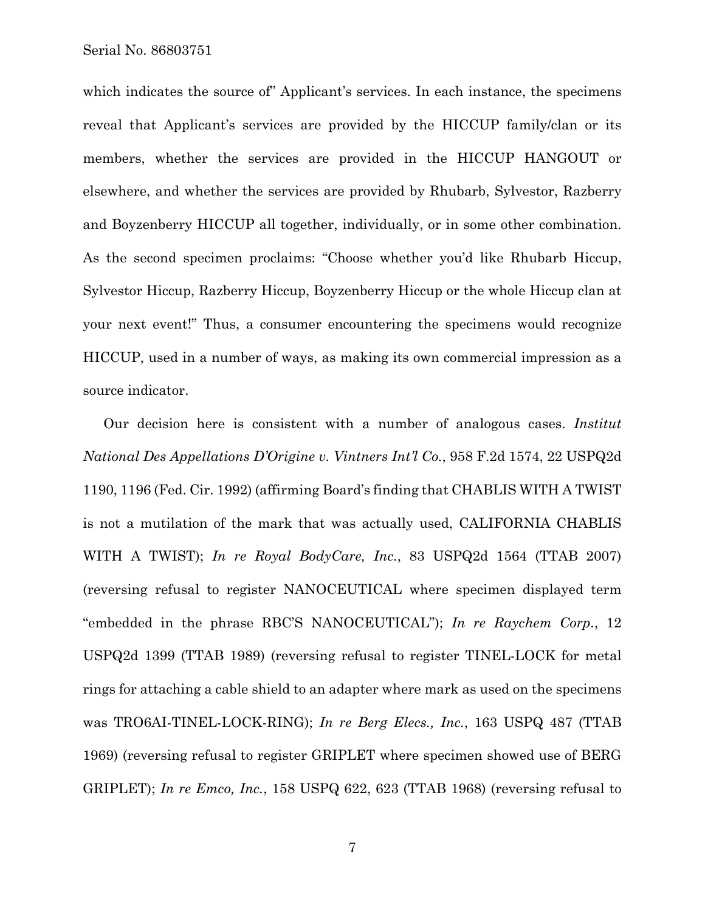which indicates the source of" Applicant's services. In each instance, the specimens reveal that Applicant's services are provided by the HICCUP family/clan or its members, whether the services are provided in the HICCUP HANGOUT or elsewhere, and whether the services are provided by Rhubarb, Sylvestor, Razberry and Boyzenberry HICCUP all together, individually, or in some other combination. As the second specimen proclaims: "Choose whether you'd like Rhubarb Hiccup, Sylvestor Hiccup, Razberry Hiccup, Boyzenberry Hiccup or the whole Hiccup clan at your next event!" Thus, a consumer encountering the specimens would recognize HICCUP, used in a number of ways, as making its own commercial impression as a source indicator.

Our decision here is consistent with a number of analogous cases. *Institut National Des Appellations D'Origine v. Vintners Int'l Co.*, 958 F.2d 1574, 22 USPQ2d 1190, 1196 (Fed. Cir. 1992) (affirming Board's finding that CHABLIS WITH A TWIST is not a mutilation of the mark that was actually used, CALIFORNIA CHABLIS WITH A TWIST); *In re Royal BodyCare, Inc.*, 83 USPQ2d 1564 (TTAB 2007) (reversing refusal to register NANOCEUTICAL where specimen displayed term "embedded in the phrase RBC'S NANOCEUTICAL"); *In re Raychem Corp.*, 12 USPQ2d 1399 (TTAB 1989) (reversing refusal to register TINEL-LOCK for metal rings for attaching a cable shield to an adapter where mark as used on the specimens was TRO6AI-TINEL-LOCK-RING); *In re Berg Elecs., Inc.*, 163 USPQ 487 (TTAB 1969) (reversing refusal to register GRIPLET where specimen showed use of BERG GRIPLET); *In re Emco, Inc.*, 158 USPQ 622, 623 (TTAB 1968) (reversing refusal to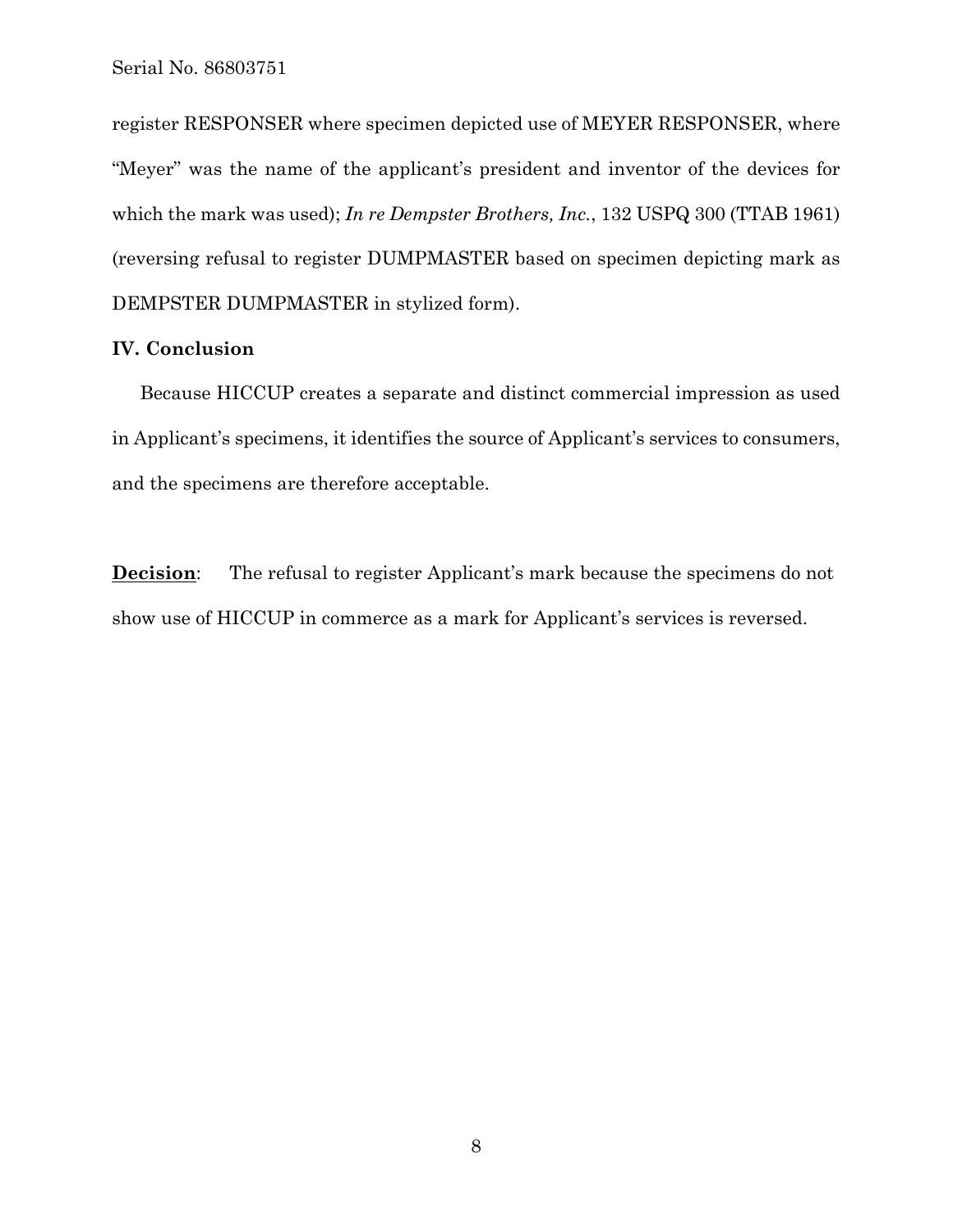register RESPONSER where specimen depicted use of MEYER RESPONSER, where "Meyer" was the name of the applicant's president and inventor of the devices for which the mark was used); *In re Dempster Brothers, Inc.*, 132 USPQ 300 (TTAB 1961) (reversing refusal to register DUMPMASTER based on specimen depicting mark as DEMPSTER DUMPMASTER in stylized form).

## IV. Conclusion

Because HICCUP creates a separate and distinct commercial impression as used in Applicant's specimens, it identifies the source of Applicant's services to consumers, and the specimens are therefore acceptable.

**Decision**: The refusal to register Applicant's mark because the specimens do not show use of HICCUP in commerce as a mark for Applicant's services is reversed.